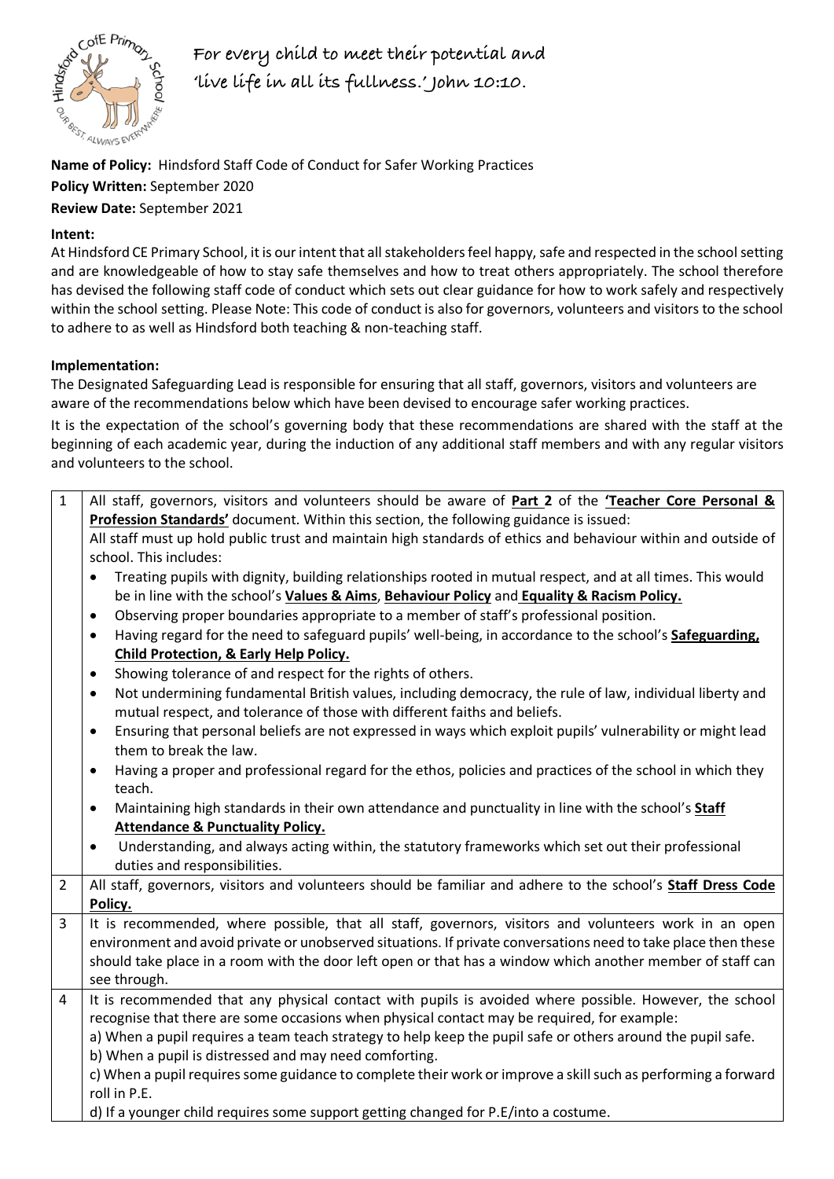For every child to meet their potential and 'live life in all its fullness.' John 10:10.

**Name of Policy:** Hindsford Staff Code of Conduct for Safer Working Practices
**Policy Written:** September 2020
**Review Date:** September 2021

**Intent:**

At Hindsford CE Primary School, it is our intent that all stakeholders feel happy, safe and respected in the school setting and are knowledgeable of how to stay safe themselves and how to treat others appropriately. The school therefore has devised the following staff code of conduct which sets out clear guidance for how to work safely and respectively within the school setting. Please Note: This code of conduct is also for governors, volunteers and visitors to the school to adhere to as well as Hindsford both teaching & non-teaching staff.

**Implementation:**

The Designated Safeguarding Lead is responsible for ensuring that all staff, governors, visitors and volunteers are aware of the recommendations below which have been devised to encourage safer working practices.

It is the expectation of the school's governing body that these recommendations are shared with the staff at the beginning of each academic year, during the induction of any additional staff members and with any regular visitors and volunteers to the school.

| | |
|---|---|
| 1 | All staff, governors, visitors and volunteers should be aware of **Part 2** of the **'Teacher Core Personal & Profession Standards'** document. Within this section, the following guidance is issued:<br>All staff must up hold public trust and maintain high standards of ethics and behaviour within and outside of school. This includes:<br>• Treating pupils with dignity, building relationships rooted in mutual respect, and at all times. This would be in line with the school's **Values & Aims**, **Behaviour Policy** and **Equality & Racism Policy.**<br>• Observing proper boundaries appropriate to a member of staff's professional position.<br>• Having regard for the need to safeguard pupils' well-being, in accordance to the school's **Safeguarding, Child Protection, & Early Help Policy.**<br>• Showing tolerance of and respect for the rights of others.<br>• Not undermining fundamental British values, including democracy, the rule of law, individual liberty and mutual respect, and tolerance of those with different faiths and beliefs.<br>• Ensuring that personal beliefs are not expressed in ways which exploit pupils' vulnerability or might lead them to break the law.<br>• Having a proper and professional regard for the ethos, policies and practices of the school in which they teach.<br>• Maintaining high standards in their own attendance and punctuality in line with the school's **Staff Attendance & Punctuality Policy.**<br>• Understanding, and always acting within, the statutory frameworks which set out their professional duties and responsibilities. |
| 2 | All staff, governors, visitors and volunteers should be familiar and adhere to the school's **Staff Dress Code Policy.** |
| 3 | It is recommended, where possible, that all staff, governors, visitors and volunteers work in an open environment and avoid private or unobserved situations. If private conversations need to take place then these should take place in a room with the door left open or that has a window which another member of staff can see through. |
| 4 | It is recommended that any physical contact with pupils is avoided where possible. However, the school recognise that there are some occasions when physical contact may be required, for example:<br>a) When a pupil requires a team teach strategy to help keep the pupil safe or others around the pupil safe.<br>b) When a pupil is distressed and may need comforting.<br>c) When a pupil requires some guidance to complete their work or improve a skill such as performing a forward roll in P.E.<br>d) If a younger child requires some support getting changed for P.E/into a costume. |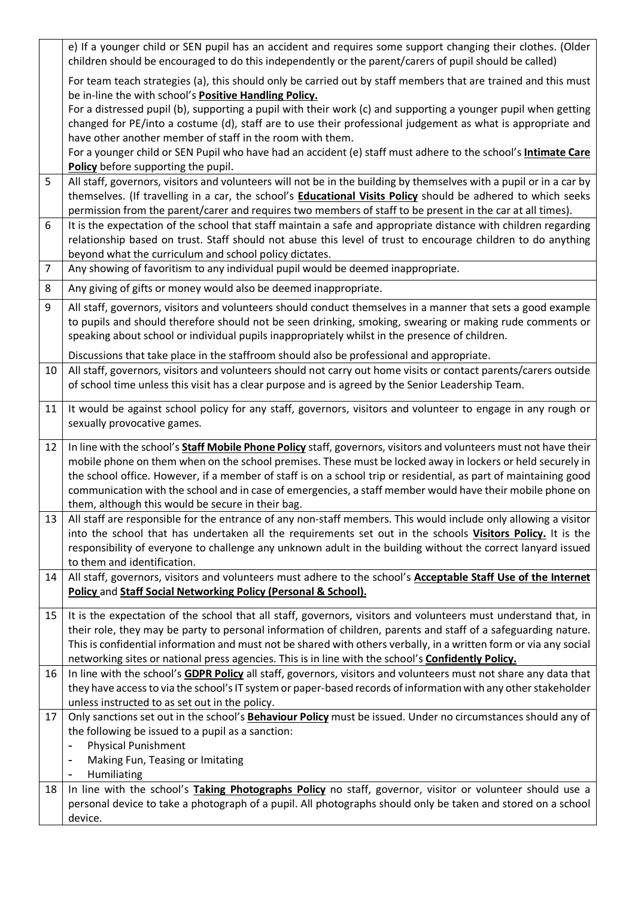| | |
|---|---|
| | e) If a younger child or SEN pupil has an accident and requires some support changing their clothes. (Older children should be encouraged to do this independently or the parent/carers of pupil should be called)<br><br>For team teach strategies (a), this should only be carried out by staff members that are trained and this must be in-line the with school's **Positive Handling Policy.**<br>For a distressed pupil (b), supporting a pupil with their work (c) and supporting a younger pupil when getting changed for PE/into a costume (d), staff are to use their professional judgement as what is appropriate and have other another member of staff in the room with them.<br>For a younger child or SEN Pupil who have had an accident (e) staff must adhere to the school's **Intimate Care Policy** before supporting the pupil. |
| 5 | All staff, governors, visitors and volunteers will not be in the building by themselves with a pupil or in a car by themselves. (If travelling in a car, the school's **Educational Visits Policy** should be adhered to which seeks permission from the parent/carer and requires two members of staff to be present in the car at all times). |
| 6 | It is the expectation of the school that staff maintain a safe and appropriate distance with children regarding relationship based on trust. Staff should not abuse this level of trust to encourage children to do anything beyond what the curriculum and school policy dictates. |
| 7 | Any showing of favoritism to any individual pupil would be deemed inappropriate. |
| 8 | Any giving of gifts or money would also be deemed inappropriate. |
| 9 | All staff, governors, visitors and volunteers should conduct themselves in a manner that sets a good example to pupils and should therefore should not be seen drinking, smoking, swearing or making rude comments or speaking about school or individual pupils inappropriately whilst in the presence of children.<br><br>Discussions that take place in the staffroom should also be professional and appropriate. |
| 10 | All staff, governors, visitors and volunteers should not carry out home visits or contact parents/carers outside of school time unless this visit has a clear purpose and is agreed by the Senior Leadership Team. |
| 11 | It would be against school policy for any staff, governors, visitors and volunteer to engage in any rough or sexually provocative games. |
| 12 | In line with the school's **Staff Mobile Phone Policy** staff, governors, visitors and volunteers must not have their mobile phone on them when on the school premises. These must be locked away in lockers or held securely in the school office. However, if a member of staff is on a school trip or residential, as part of maintaining good communication with the school and in case of emergencies, a staff member would have their mobile phone on them, although this would be secure in their bag. |
| 13 | All staff are responsible for the entrance of any non-staff members. This would include only allowing a visitor into the school that has undertaken all the requirements set out in the schools **Visitors Policy.** It is the responsibility of everyone to challenge any unknown adult in the building without the correct lanyard issued to them and identification. |
| 14 | All staff, governors, visitors and volunteers must adhere to the school's **Acceptable Staff Use of the Internet Policy** and **Staff Social Networking Policy (Personal & School).** |
| 15 | It is the expectation of the school that all staff, governors, visitors and volunteers must understand that, in their role, they may be party to personal information of children, parents and staff of a safeguarding nature. This is confidential information and must not be shared with others verbally, in a written form or via any social networking sites or national press agencies. This is in line with the school's **Confidently Policy.** |
| 16 | In line with the school's **GDPR Policy** all staff, governors, visitors and volunteers must not share any data that they have access to via the school's IT system or paper-based records of information with any other stakeholder unless instructed to as set out in the policy. |
| 17 | Only sanctions set out in the school's **Behaviour Policy** must be issued. Under no circumstances should any of the following be issued to a pupil as a sanction:<br>- Physical Punishment<br>- Making Fun, Teasing or Imitating<br>- Humiliating |
| 18 | In line with the school's **Taking Photographs Policy** no staff, governor, visitor or volunteer should use a personal device to take a photograph of a pupil. All photographs should only be taken and stored on a school device. |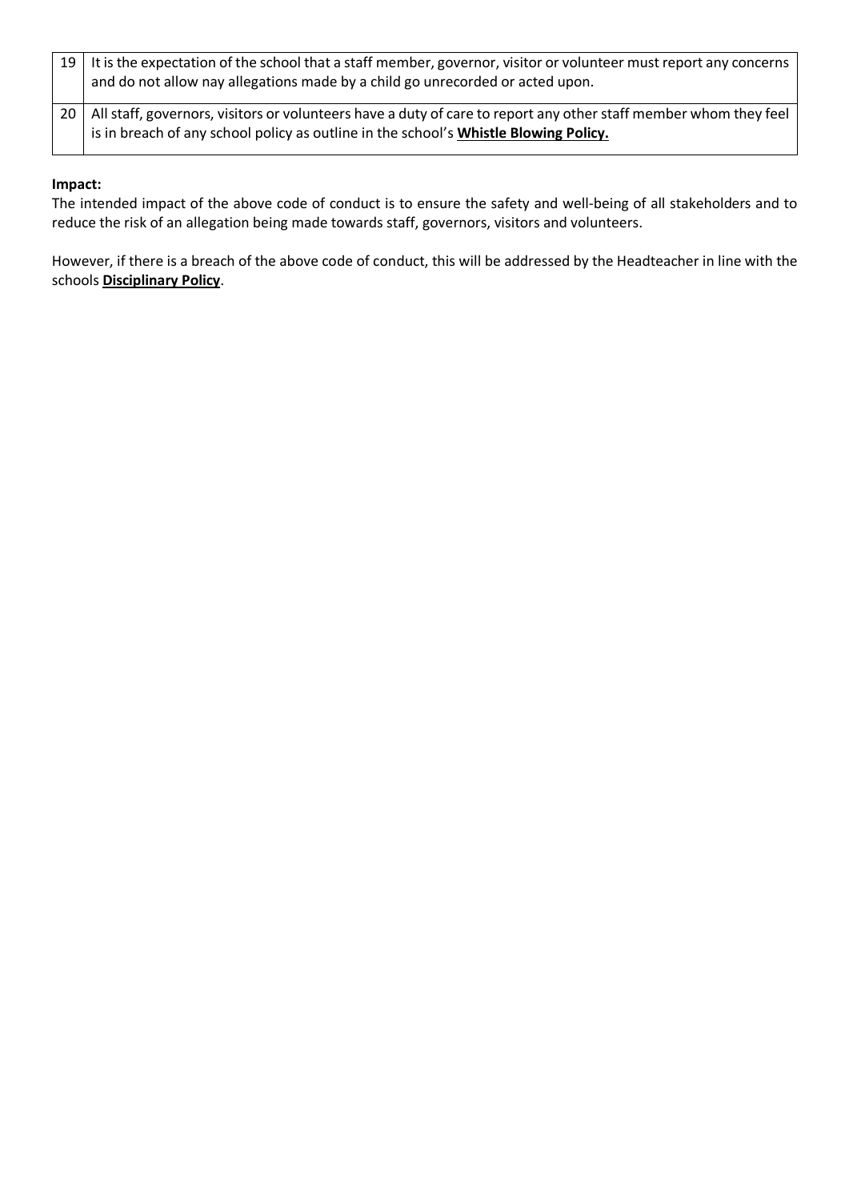| | |
|---|---|
| 19 | It is the expectation of the school that a staff member, governor, visitor or volunteer must report any concerns and do not allow nay allegations made by a child go unrecorded or acted upon. |
| 20 | All staff, governors, visitors or volunteers have a duty of care to report any other staff member whom they feel is in breach of any school policy as outline in the school's **Whistle Blowing Policy.** |

**Impact:**

The intended impact of the above code of conduct is to ensure the safety and well-being of all stakeholders and to reduce the risk of an allegation being made towards staff, governors, visitors and volunteers.

However, if there is a breach of the above code of conduct, this will be addressed by the Headteacher in line with the schools **Disciplinary Policy**.